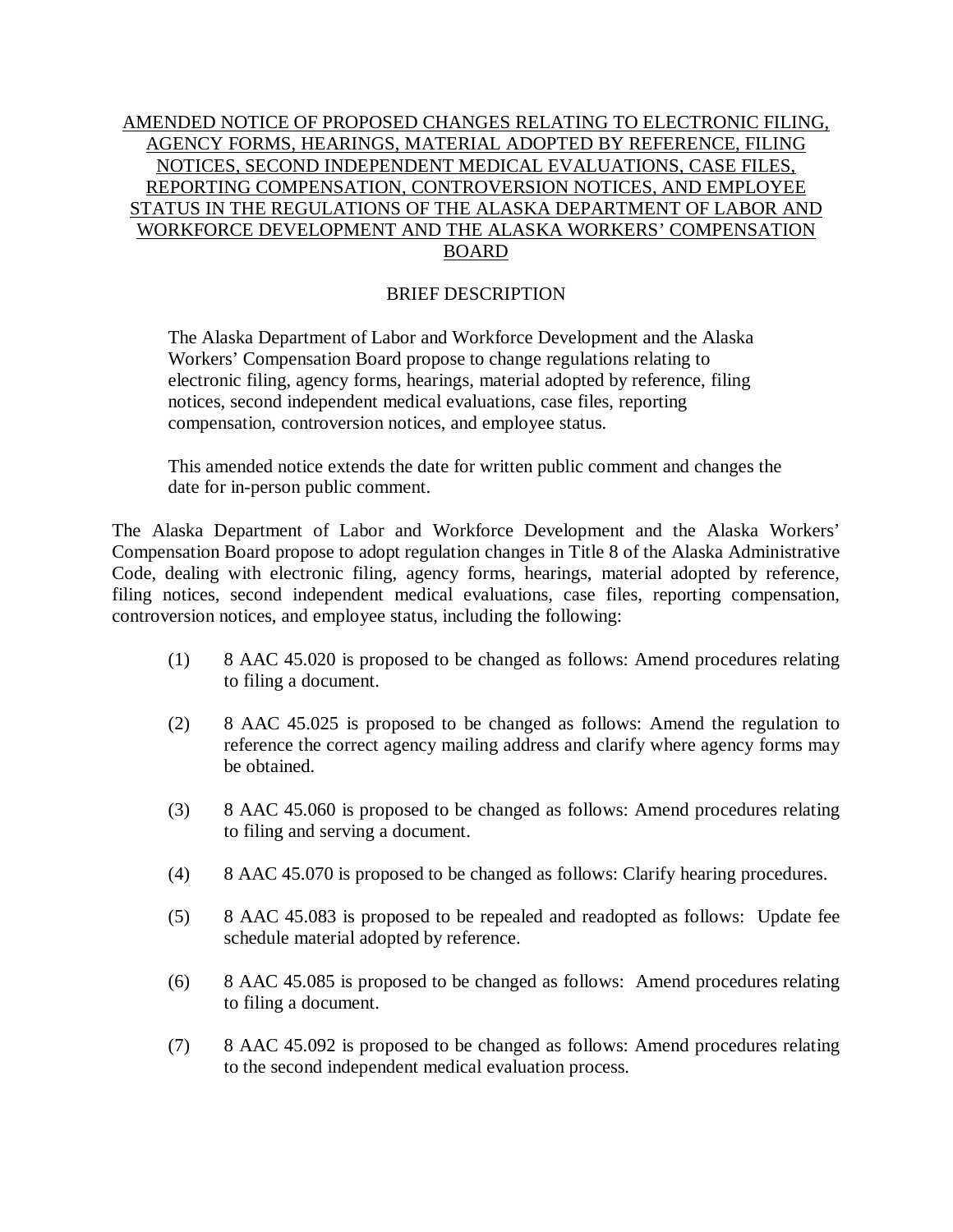# AMENDED NOTICE OF PROPOSED CHANGES RELATING TO ELECTRONIC FILING, AGENCY FORMS, HEARINGS, MATERIAL ADOPTED BY REFERENCE, FILING NOTICES, SECOND INDEPENDENT MEDICAL EVALUATIONS, CASE FILES, REPORTING COMPENSATION, CONTROVERSION NOTICES, AND EMPLOYEE STATUS IN THE REGULATIONS OF THE ALASKA DEPARTMENT OF LABOR AND WORKFORCE DEVELOPMENT AND THE ALASKA WORKERS' COMPENSATION BOARD

## BRIEF DESCRIPTION

> The Alaska Department of Labor and Workforce Development and the Alaska Workers' Compensation Board propose to change regulations relating to electronic filing, agency forms, hearings, material adopted by reference, filing notices, second independent medical evaluations, case files, reporting compensation, controversion notices, and employee status.
>
> This amended notice extends the date for written public comment and changes the date for in-person public comment.

The Alaska Department of Labor and Workforce Development and the Alaska Workers' Compensation Board propose to adopt regulation changes in Title 8 of the Alaska Administrative Code, dealing with electronic filing, agency forms, hearings, material adopted by reference, filing notices, second independent medical evaluations, case files, reporting compensation, controversion notices, and employee status, including the following:

(1) 8 AAC 45.020 is proposed to be changed as follows: Amend procedures relating to filing a document.

(2) 8 AAC 45.025 is proposed to be changed as follows: Amend the regulation to reference the correct agency mailing address and clarify where agency forms may be obtained.

(3) 8 AAC 45.060 is proposed to be changed as follows: Amend procedures relating to filing and serving a document.

(4) 8 AAC 45.070 is proposed to be changed as follows: Clarify hearing procedures.

(5) 8 AAC 45.083 is proposed to be repealed and readopted as follows: Update fee schedule material adopted by reference.

(6) 8 AAC 45.085 is proposed to be changed as follows: Amend procedures relating to filing a document.

(7) 8 AAC 45.092 is proposed to be changed as follows: Amend procedures relating to the second independent medical evaluation process.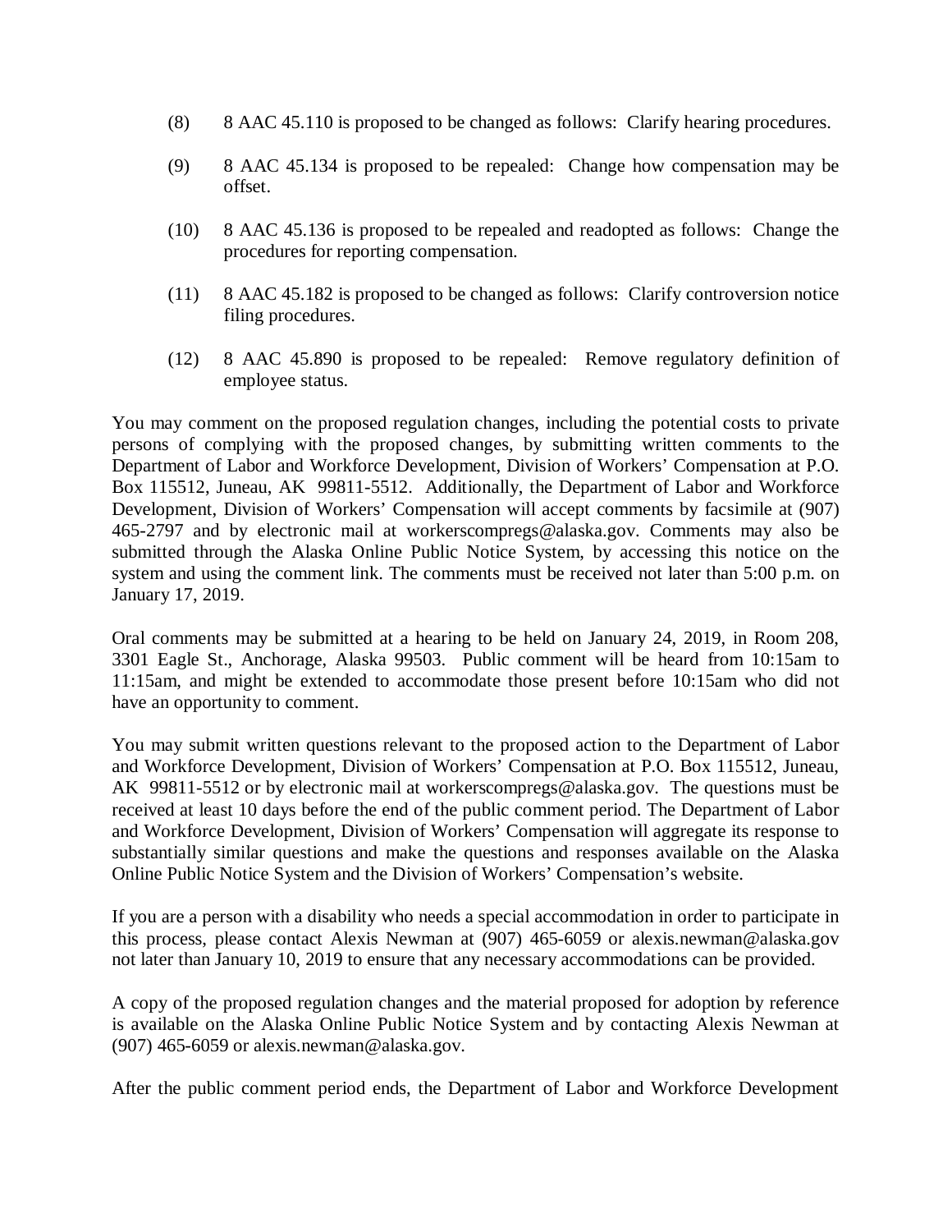(8) 8 AAC 45.110 is proposed to be changed as follows: Clarify hearing procedures.

(9) 8 AAC 45.134 is proposed to be repealed: Change how compensation may be offset.

(10) 8 AAC 45.136 is proposed to be repealed and readopted as follows: Change the procedures for reporting compensation.

(11) 8 AAC 45.182 is proposed to be changed as follows: Clarify controversion notice filing procedures.

(12) 8 AAC 45.890 is proposed to be repealed: Remove regulatory definition of employee status.

You may comment on the proposed regulation changes, including the potential costs to private persons of complying with the proposed changes, by submitting written comments to the Department of Labor and Workforce Development, Division of Workers' Compensation at P.O. Box 115512, Juneau, AK 99811-5512. Additionally, the Department of Labor and Workforce Development, Division of Workers' Compensation will accept comments by facsimile at (907) 465-2797 and by electronic mail at workerscompregs@alaska.gov. Comments may also be submitted through the Alaska Online Public Notice System, by accessing this notice on the system and using the comment link. The comments must be received not later than 5:00 p.m. on January 17, 2019.

Oral comments may be submitted at a hearing to be held on January 24, 2019, in Room 208, 3301 Eagle St., Anchorage, Alaska 99503. Public comment will be heard from 10:15am to 11:15am, and might be extended to accommodate those present before 10:15am who did not have an opportunity to comment.

You may submit written questions relevant to the proposed action to the Department of Labor and Workforce Development, Division of Workers' Compensation at P.O. Box 115512, Juneau, AK 99811-5512 or by electronic mail at workerscompregs@alaska.gov. The questions must be received at least 10 days before the end of the public comment period. The Department of Labor and Workforce Development, Division of Workers' Compensation will aggregate its response to substantially similar questions and make the questions and responses available on the Alaska Online Public Notice System and the Division of Workers' Compensation's website.

If you are a person with a disability who needs a special accommodation in order to participate in this process, please contact Alexis Newman at (907) 465-6059 or alexis.newman@alaska.gov not later than January 10, 2019 to ensure that any necessary accommodations can be provided.

A copy of the proposed regulation changes and the material proposed for adoption by reference is available on the Alaska Online Public Notice System and by contacting Alexis Newman at (907) 465-6059 or alexis.newman@alaska.gov.

After the public comment period ends, the Department of Labor and Workforce Development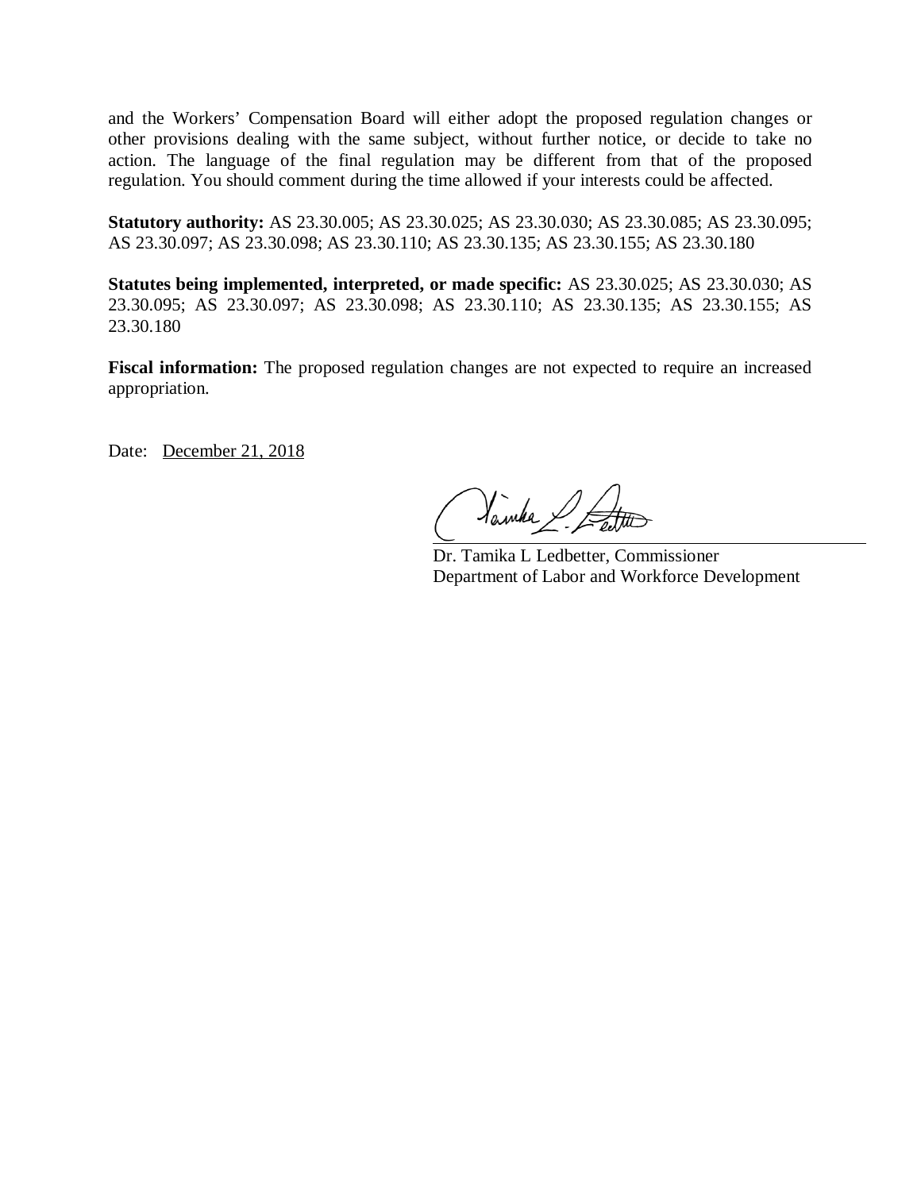and the Workers' Compensation Board will either adopt the proposed regulation changes or other provisions dealing with the same subject, without further notice, or decide to take no action. The language of the final regulation may be different from that of the proposed regulation. You should comment during the time allowed if your interests could be affected.

**Statutory authority:** AS 23.30.005; AS 23.30.025; AS 23.30.030; AS 23.30.085; AS 23.30.095; AS 23.30.097; AS 23.30.098; AS 23.30.110; AS 23.30.135; AS 23.30.155; AS 23.30.180

**Statutes being implemented, interpreted, or made specific:** AS 23.30.025; AS 23.30.030; AS 23.30.095; AS 23.30.097; AS 23.30.098; AS 23.30.110; AS 23.30.135; AS 23.30.155; AS 23.30.180

**Fiscal information:** The proposed regulation changes are not expected to require an increased appropriation.

Date: December 21, 2018

Dr. Tamika L Ledbetter, Commissioner
Department of Labor and Workforce Development